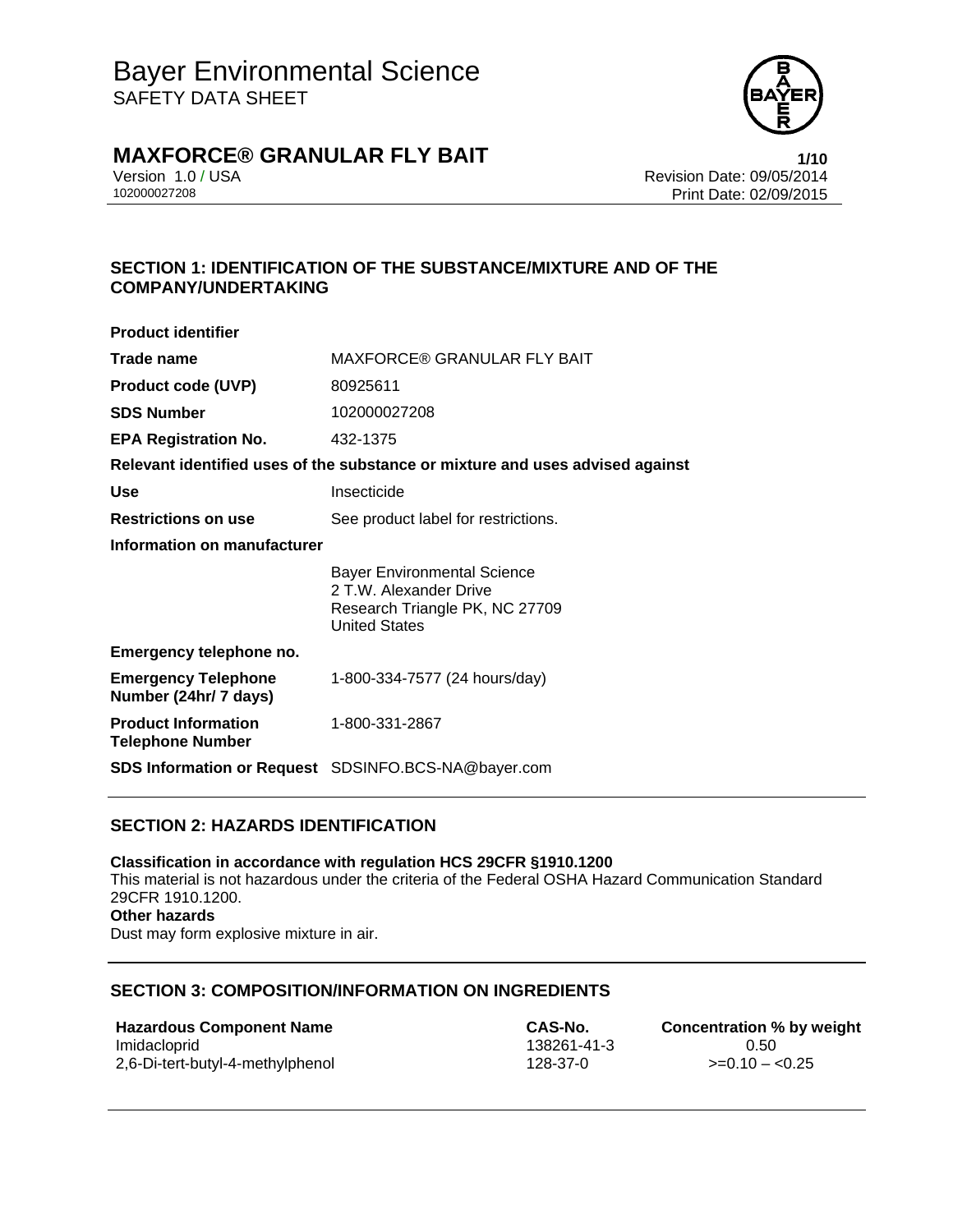# Bayer Environmental Science

SAFETY DATA SHEET

# MAXFORCE® GRANULAR FLY BAIT

Version 1.0 / USA
102000027208

Revision Date: 09/05/2014
Print Date: 02/09/2015

## SECTION 1: IDENTIFICATION OF THE SUBSTANCE/MIXTURE AND OF THE COMPANY/UNDERTAKING

**Product identifier**

| | |
|---|---|
| **Trade name** | MAXFORCE® GRANULAR FLY BAIT |
| **Product code (UVP)** | 80925611 |
| **SDS Number** | 102000027208 |
| **EPA Registration No.** | 432-1375 |

**Relevant identified uses of the substance or mixture and uses advised against**

| | |
|---|---|
| **Use** | Insecticide |
| **Restrictions on use** | See product label for restrictions. |

**Information on manufacturer**

Bayer Environmental Science
2 T.W. Alexander Drive
Research Triangle PK, NC 27709
United States

**Emergency telephone no.**

| | |
|---|---|
| **Emergency Telephone Number (24hr/ 7 days)** | 1-800-334-7577 (24 hours/day) |
| **Product Information Telephone Number** | 1-800-331-2867 |
| **SDS Information or Request** | SDSINFO.BCS-NA@bayer.com |

## SECTION 2: HAZARDS IDENTIFICATION

**Classification in accordance with regulation HCS 29CFR §1910.1200**
This material is not hazardous under the criteria of the Federal OSHA Hazard Communication Standard 29CFR 1910.1200.

**Other hazards**
Dust may form explosive mixture in air.

## SECTION 3: COMPOSITION/INFORMATION ON INGREDIENTS

| Hazardous Component Name | CAS-No. | Concentration % by weight |
|---|---|---|
| Imidacloprid | 138261-41-3 | 0.50 |
| 2,6-Di-tert-butyl-4-methylphenol | 128-37-0 | >=0.10 – <0.25 |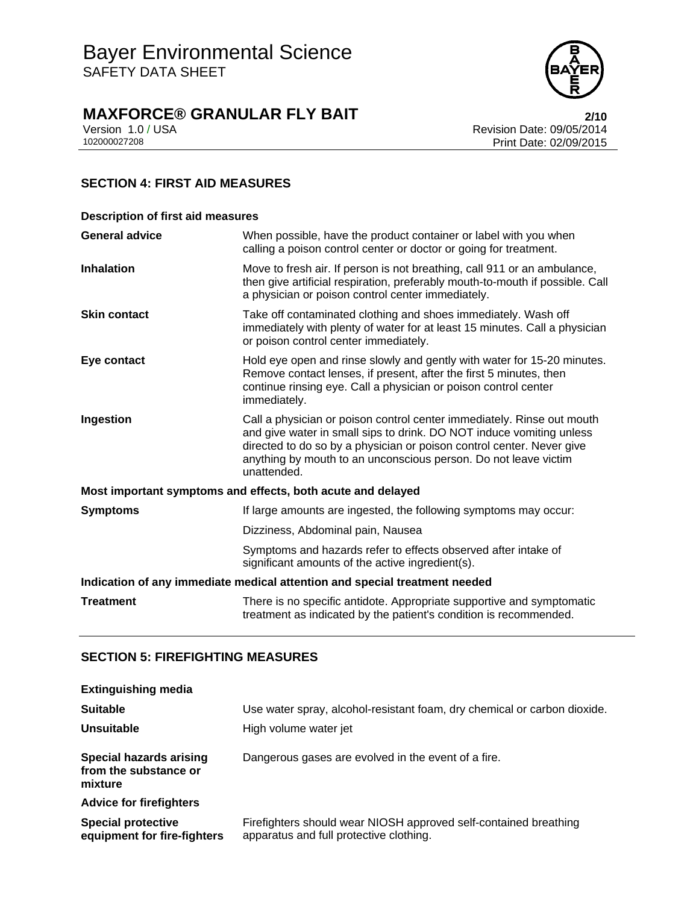## SECTION 4: FIRST AID MEASURES

**Description of first aid measures**

| | |
|---|---|
| **General advice** | When possible, have the product container or label with you when calling a poison control center or doctor or going for treatment. |
| **Inhalation** | Move to fresh air. If person is not breathing, call 911 or an ambulance, then give artificial respiration, preferably mouth-to-mouth if possible. Call a physician or poison control center immediately. |
| **Skin contact** | Take off contaminated clothing and shoes immediately. Wash off immediately with plenty of water for at least 15 minutes. Call a physician or poison control center immediately. |
| **Eye contact** | Hold eye open and rinse slowly and gently with water for 15-20 minutes. Remove contact lenses, if present, after the first 5 minutes, then continue rinsing eye. Call a physician or poison control center immediately. |
| **Ingestion** | Call a physician or poison control center immediately. Rinse out mouth and give water in small sips to drink. DO NOT induce vomiting unless directed to do so by a physician or poison control center. Never give anything by mouth to an unconscious person. Do not leave victim unattended. |

**Most important symptoms and effects, both acute and delayed**

| | |
|---|---|
| **Symptoms** | If large amounts are ingested, the following symptoms may occur: |
| | Dizziness, Abdominal pain, Nausea |
| | Symptoms and hazards refer to effects observed after intake of significant amounts of the active ingredient(s). |

**Indication of any immediate medical attention and special treatment needed**

| | |
|---|---|
| **Treatment** | There is no specific antidote. Appropriate supportive and symptomatic treatment as indicated by the patient's condition is recommended. |

## SECTION 5: FIREFIGHTING MEASURES

**Extinguishing media**

| | |
|---|---|
| **Suitable** | Use water spray, alcohol-resistant foam, dry chemical or carbon dioxide. |
| **Unsuitable** | High volume water jet |
| **Special hazards arising from the substance or mixture** | Dangerous gases are evolved in the event of a fire. |

**Advice for firefighters**

| | |
|---|---|
| **Special protective equipment for fire-fighters** | Firefighters should wear NIOSH approved self-contained breathing apparatus and full protective clothing. |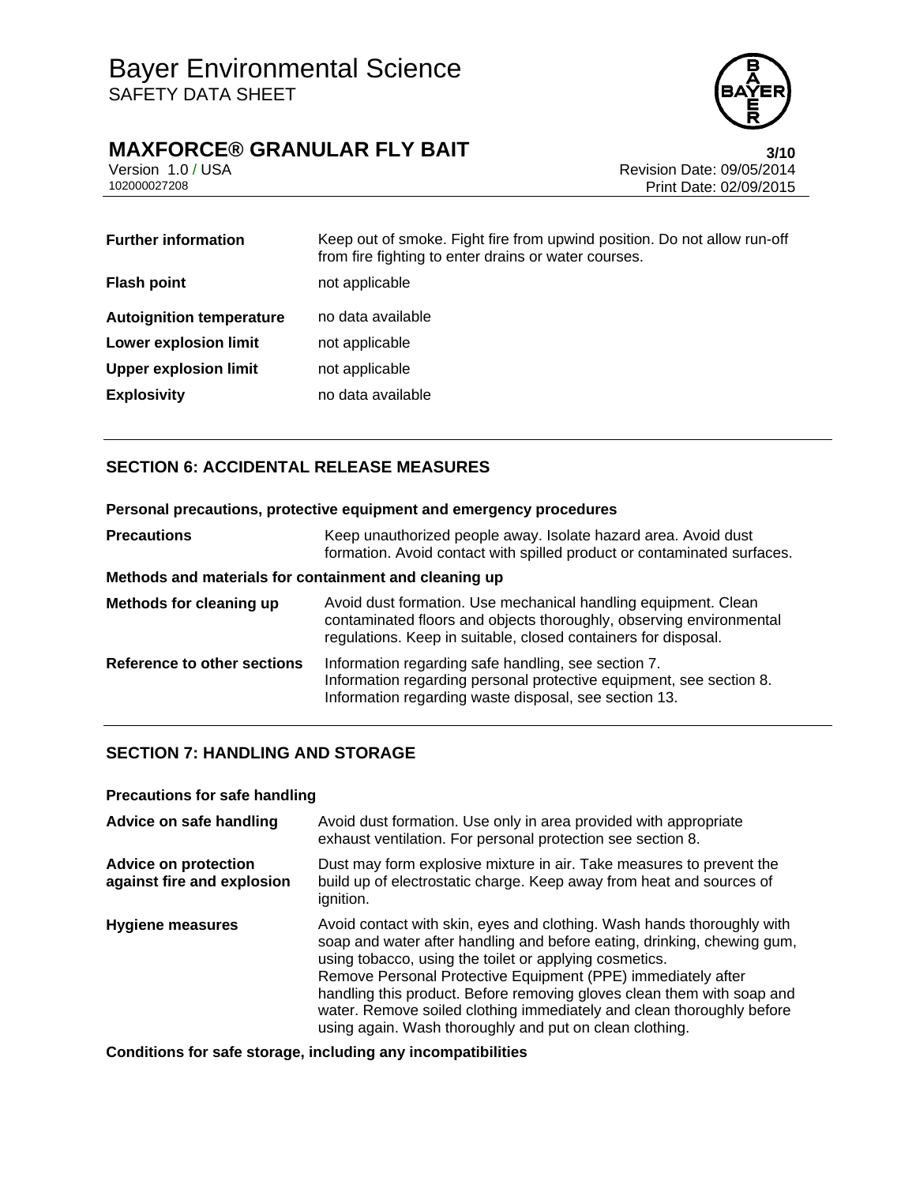| | |
|---|---|
| **Further information** | Keep out of smoke. Fight fire from upwind position. Do not allow run-off from fire fighting to enter drains or water courses. |
| **Flash point** | not applicable |
| **Autoignition temperature** | no data available |
| **Lower explosion limit** | not applicable |
| **Upper explosion limit** | not applicable |
| **Explosivity** | no data available |

## SECTION 6: ACCIDENTAL RELEASE MEASURES

**Personal precautions, protective equipment and emergency procedures**

| | |
|---|---|
| **Precautions** | Keep unauthorized people away. Isolate hazard area. Avoid dust formation. Avoid contact with spilled product or contaminated surfaces. |

**Methods and materials for containment and cleaning up**

| | |
|---|---|
| **Methods for cleaning up** | Avoid dust formation. Use mechanical handling equipment. Clean contaminated floors and objects thoroughly, observing environmental regulations. Keep in suitable, closed containers for disposal. |
| **Reference to other sections** | Information regarding safe handling, see section 7. Information regarding personal protective equipment, see section 8. Information regarding waste disposal, see section 13. |

## SECTION 7: HANDLING AND STORAGE

**Precautions for safe handling**

| | |
|---|---|
| **Advice on safe handling** | Avoid dust formation. Use only in area provided with appropriate exhaust ventilation. For personal protection see section 8. |
| **Advice on protection against fire and explosion** | Dust may form explosive mixture in air. Take measures to prevent the build up of electrostatic charge. Keep away from heat and sources of ignition. |
| **Hygiene measures** | Avoid contact with skin, eyes and clothing. Wash hands thoroughly with soap and water after handling and before eating, drinking, chewing gum, using tobacco, using the toilet or applying cosmetics. Remove Personal Protective Equipment (PPE) immediately after handling this product. Before removing gloves clean them with soap and water. Remove soiled clothing immediately and clean thoroughly before using again. Wash thoroughly and put on clean clothing. |

**Conditions for safe storage, including any incompatibilities**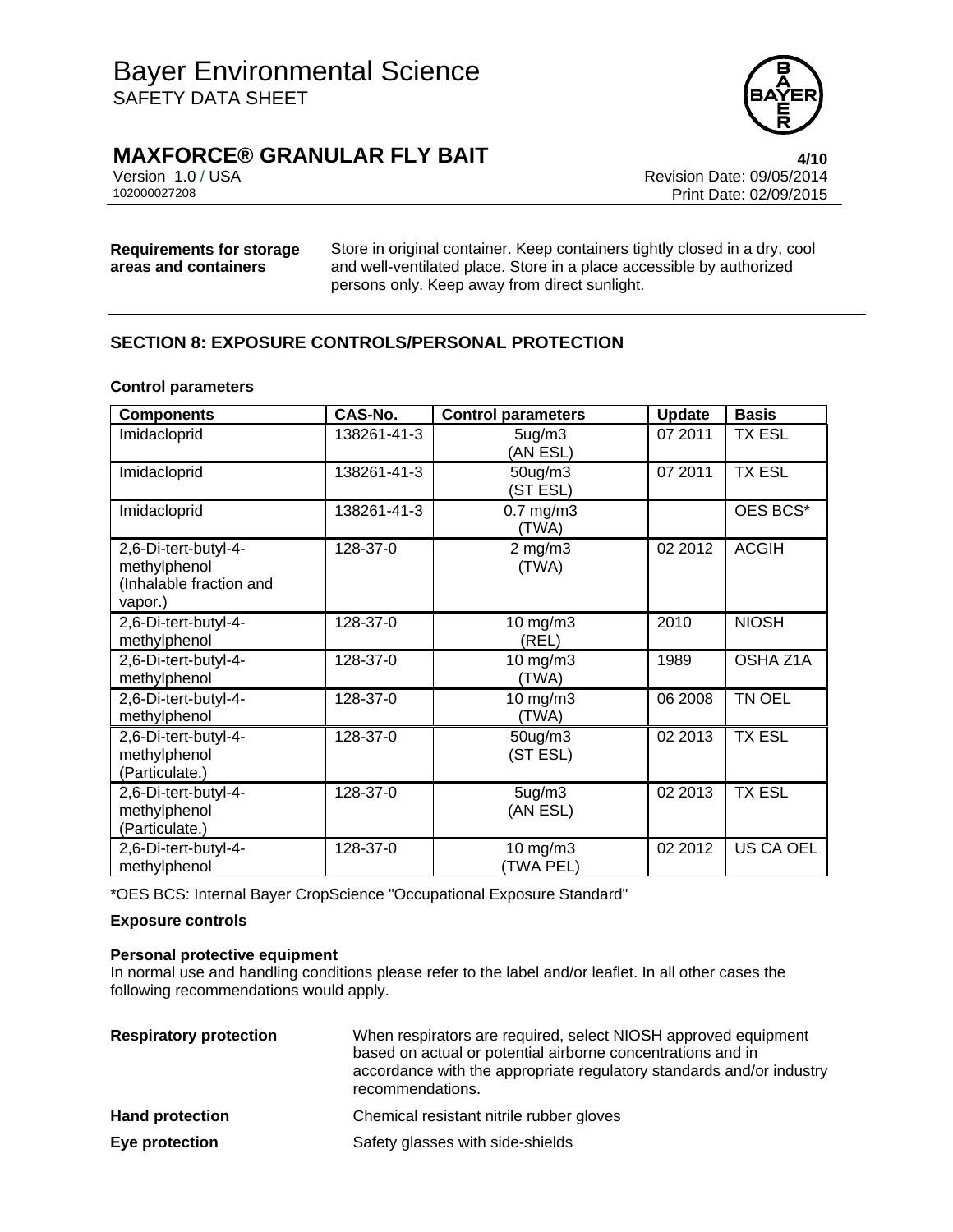**Requirements for storage areas and containers**

Store in original container. Keep containers tightly closed in a dry, cool and well-ventilated place. Store in a place accessible by authorized persons only. Keep away from direct sunlight.

## SECTION 8: EXPOSURE CONTROLS/PERSONAL PROTECTION

### Control parameters

| Components | CAS-No. | Control parameters | Update | Basis |
|---|---|---|---|---|
| Imidacloprid | 138261-41-3 | 5ug/m3 (AN ESL) | 07 2011 | TX ESL |
| Imidacloprid | 138261-41-3 | 50ug/m3 (ST ESL) | 07 2011 | TX ESL |
| Imidacloprid | 138261-41-3 | 0.7 mg/m3 (TWA) | | OES BCS* |
| 2,6-Di-tert-butyl-4-methylphenol (Inhalable fraction and vapor.) | 128-37-0 | 2 mg/m3 (TWA) | 02 2012 | ACGIH |
| 2,6-Di-tert-butyl-4-methylphenol | 128-37-0 | 10 mg/m3 (REL) | 2010 | NIOSH |
| 2,6-Di-tert-butyl-4-methylphenol | 128-37-0 | 10 mg/m3 (TWA) | 1989 | OSHA Z1A |
| 2,6-Di-tert-butyl-4-methylphenol | 128-37-0 | 10 mg/m3 (TWA) | 06 2008 | TN OEL |
| 2,6-Di-tert-butyl-4-methylphenol (Particulate.) | 128-37-0 | 50ug/m3 (ST ESL) | 02 2013 | TX ESL |
| 2,6-Di-tert-butyl-4-methylphenol (Particulate.) | 128-37-0 | 5ug/m3 (AN ESL) | 02 2013 | TX ESL |
| 2,6-Di-tert-butyl-4-methylphenol | 128-37-0 | 10 mg/m3 (TWA PEL) | 02 2012 | US CA OEL |

*OES BCS: Internal Bayer CropScience "Occupational Exposure Standard"

### Exposure controls

**Personal protective equipment**

In normal use and handling conditions please refer to the label and/or leaflet. In all other cases the following recommendations would apply.

**Respiratory protection**

When respirators are required, select NIOSH approved equipment based on actual or potential airborne concentrations and in accordance with the appropriate regulatory standards and/or industry recommendations.

**Hand protection**

Chemical resistant nitrile rubber gloves

**Eye protection**

Safety glasses with side-shields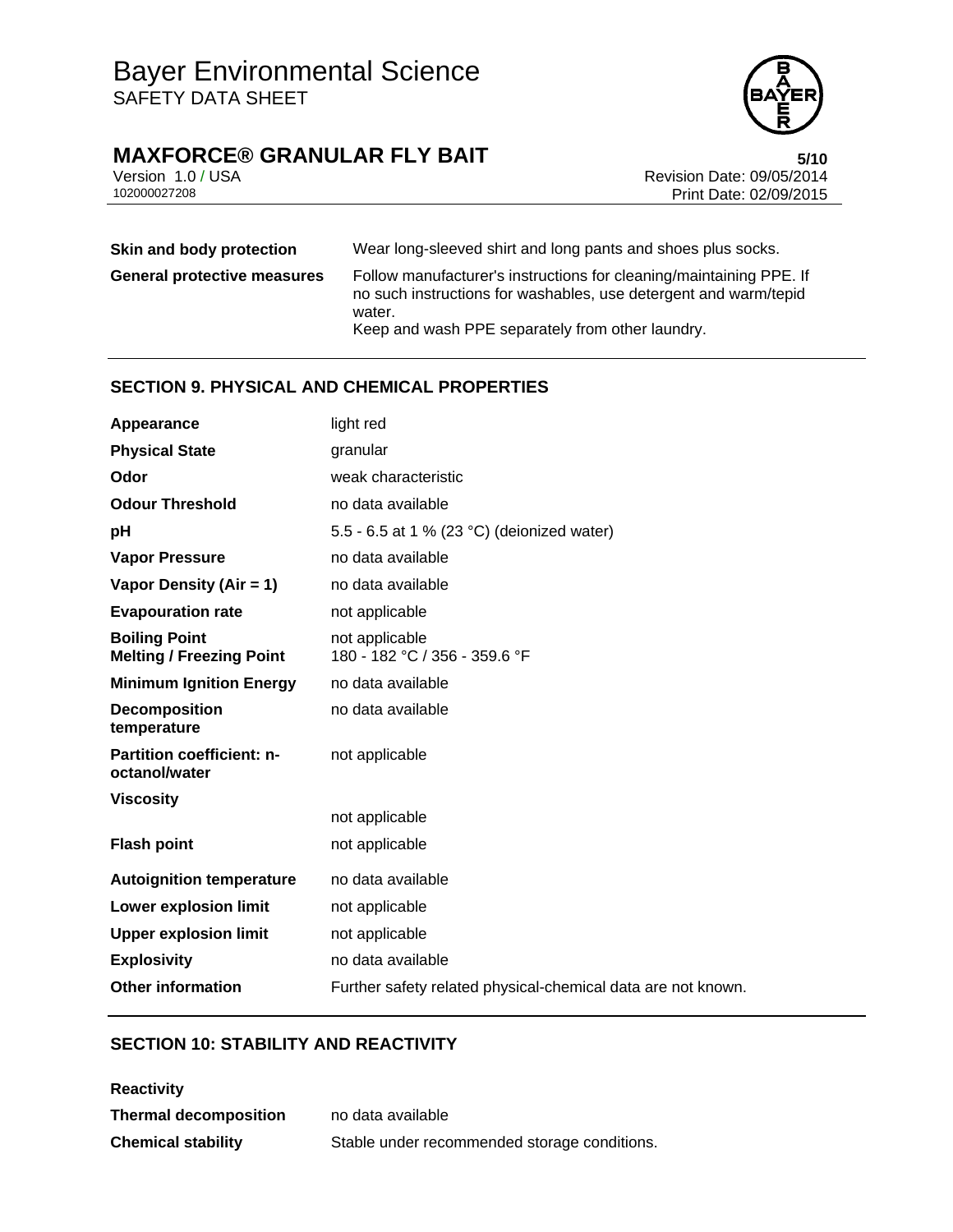| | |
|---|---|
| **Skin and body protection** | Wear long-sleeved shirt and long pants and shoes plus socks. |
| **General protective measures** | Follow manufacturer's instructions for cleaning/maintaining PPE. If no such instructions for washables, use detergent and warm/tepid water.<br>Keep and wash PPE separately from other laundry. |

## SECTION 9. PHYSICAL AND CHEMICAL PROPERTIES

| | |
|---|---|
| **Appearance** | light red |
| **Physical State** | granular |
| **Odor** | weak characteristic |
| **Odour Threshold** | no data available |
| **pH** | 5.5 - 6.5 at 1 % (23 °C) (deionized water) |
| **Vapor Pressure** | no data available |
| **Vapor Density (Air = 1)** | no data available |
| **Evapouration rate** | not applicable |
| **Boiling Point** | not applicable |
| **Melting / Freezing Point** | 180 - 182 °C / 356 - 359.6 °F |
| **Minimum Ignition Energy** | no data available |
| **Decomposition temperature** | no data available |
| **Partition coefficient: n-octanol/water** | not applicable |
| **Viscosity** | not applicable |
| **Flash point** | not applicable |
| **Autoignition temperature** | no data available |
| **Lower explosion limit** | not applicable |
| **Upper explosion limit** | not applicable |
| **Explosivity** | no data available |
| **Other information** | Further safety related physical-chemical data are not known. |

## SECTION 10: STABILITY AND REACTIVITY

**Reactivity**

| | |
|---|---|
| **Thermal decomposition** | no data available |
| **Chemical stability** | Stable under recommended storage conditions. |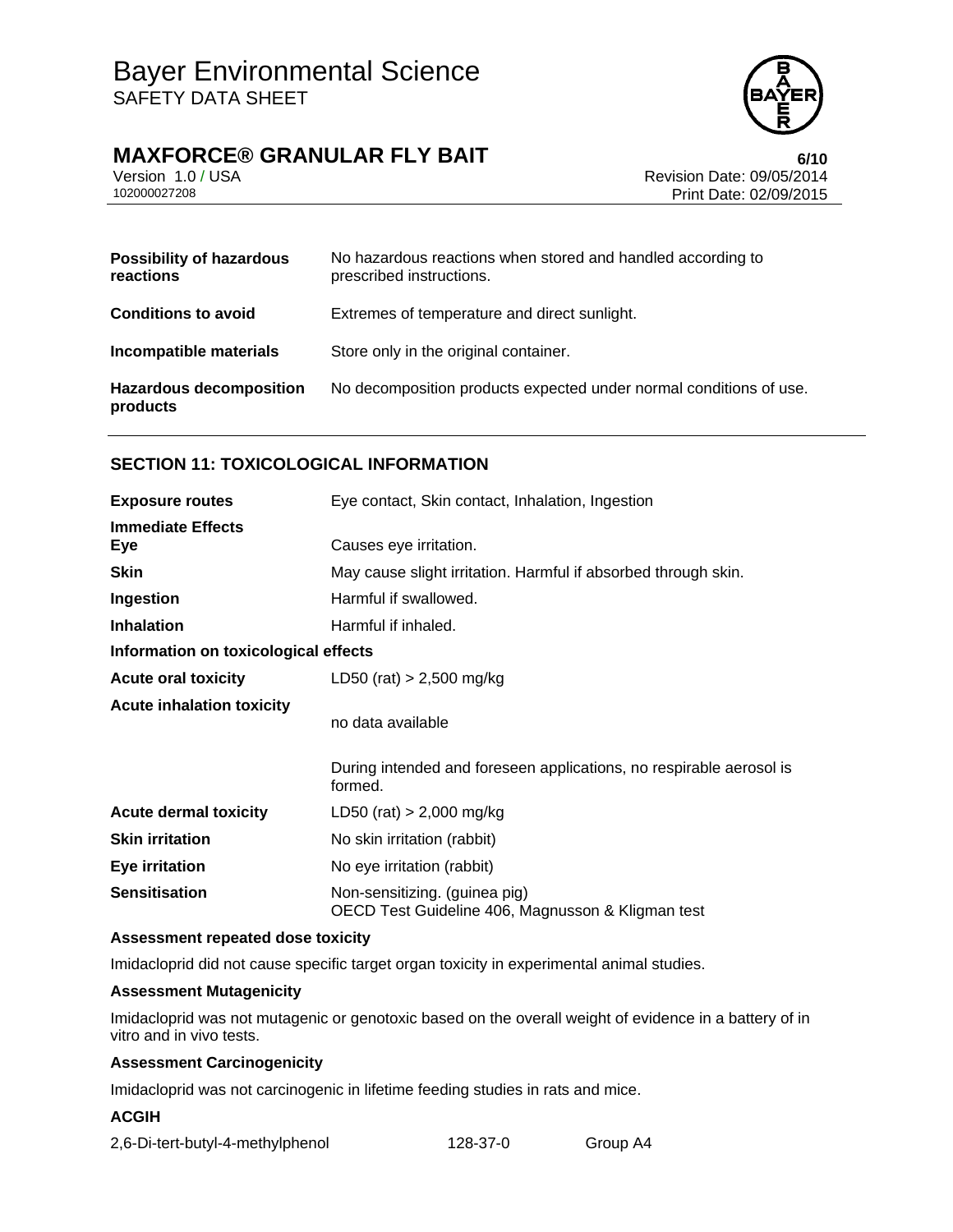| | |
|---|---|
| **Possibility of hazardous reactions** | No hazardous reactions when stored and handled according to prescribed instructions. |
| **Conditions to avoid** | Extremes of temperature and direct sunlight. |
| **Incompatible materials** | Store only in the original container. |
| **Hazardous decomposition products** | No decomposition products expected under normal conditions of use. |

## SECTION 11: TOXICOLOGICAL INFORMATION

| | |
|---|---|
| **Exposure routes** | Eye contact, Skin contact, Inhalation, Ingestion |
| **Immediate Effects** | |
| **Eye** | Causes eye irritation. |
| **Skin** | May cause slight irritation. Harmful if absorbed through skin. |
| **Ingestion** | Harmful if swallowed. |
| **Inhalation** | Harmful if inhaled. |

**Information on toxicological effects**

| | |
|---|---|
| **Acute oral toxicity** | LD50 (rat) > 2,500 mg/kg |
| **Acute inhalation toxicity** | no data available<br><br>During intended and foreseen applications, no respirable aerosol is formed. |
| **Acute dermal toxicity** | LD50 (rat) > 2,000 mg/kg |
| **Skin irritation** | No skin irritation (rabbit) |
| **Eye irritation** | No eye irritation (rabbit) |
| **Sensitisation** | Non-sensitizing. (guinea pig)<br>OECD Test Guideline 406, Magnusson & Kligman test |

**Assessment repeated dose toxicity**

Imidacloprid did not cause specific target organ toxicity in experimental animal studies.

**Assessment Mutagenicity**

Imidacloprid was not mutagenic or genotoxic based on the overall weight of evidence in a battery of in vitro and in vivo tests.

**Assessment Carcinogenicity**

Imidacloprid was not carcinogenic in lifetime feeding studies in rats and mice.

**ACGIH**

| | | |
|---|---|---|
| 2,6-Di-tert-butyl-4-methylphenol | 128-37-0 | Group A4 |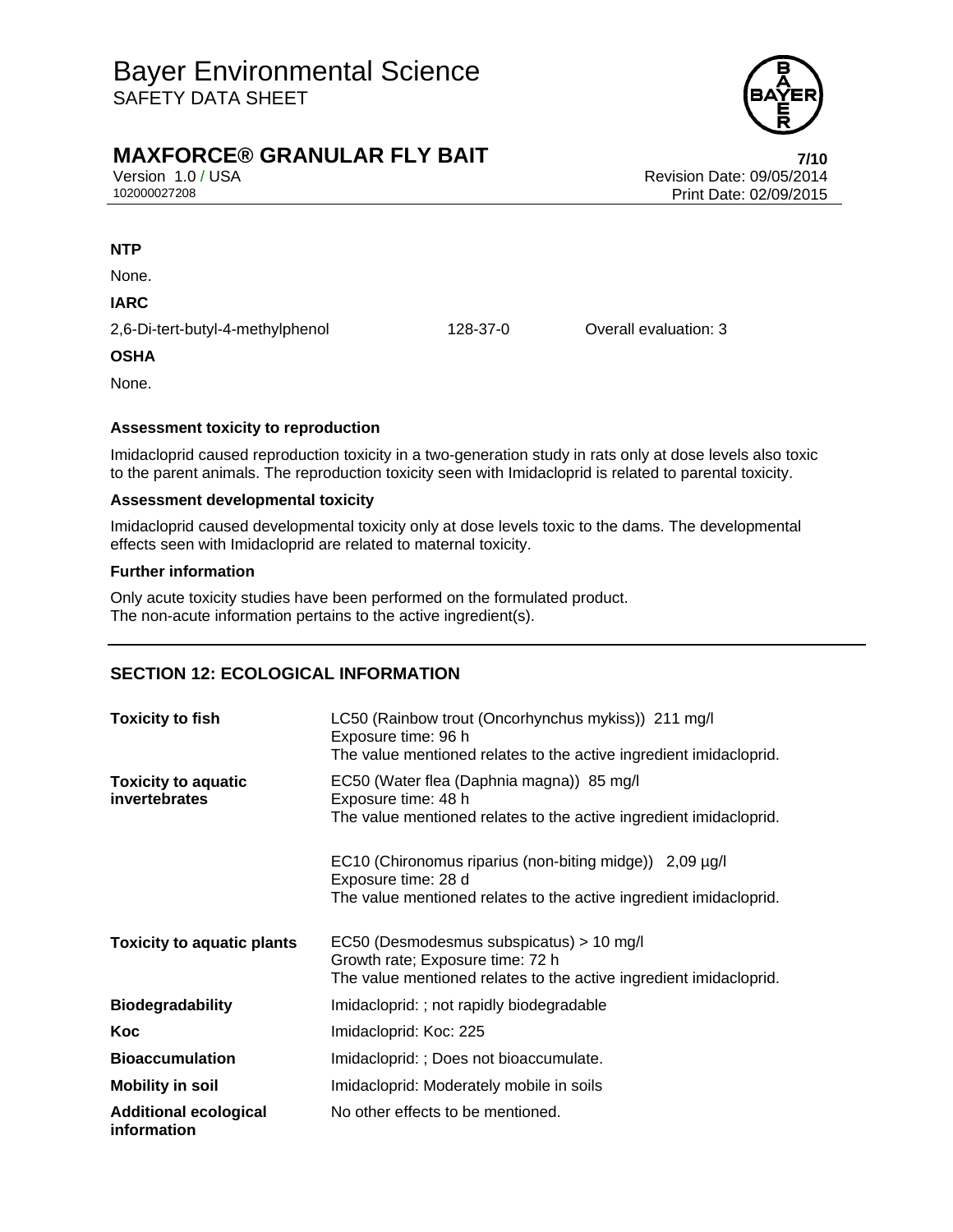**NTP**

None.

**IARC**

| 2,6-Di-tert-butyl-4-methylphenol | 128-37-0 | Overall evaluation: 3 |
|---|---|---|

**OSHA**

None.

**Assessment toxicity to reproduction**

Imidacloprid caused reproduction toxicity in a two-generation study in rats only at dose levels also toxic to the parent animals. The reproduction toxicity seen with Imidacloprid is related to parental toxicity.

**Assessment developmental toxicity**

Imidacloprid caused developmental toxicity only at dose levels toxic to the dams. The developmental effects seen with Imidacloprid are related to maternal toxicity.

**Further information**

Only acute toxicity studies have been performed on the formulated product.
The non-acute information pertains to the active ingredient(s).

## SECTION 12: ECOLOGICAL INFORMATION

| | |
|---|---|
| **Toxicity to fish** | LC50 (Rainbow trout (Oncorhynchus mykiss)) 211 mg/l<br>Exposure time: 96 h<br>The value mentioned relates to the active ingredient imidacloprid. |
| **Toxicity to aquatic invertebrates** | EC50 (Water flea (Daphnia magna)) 85 mg/l<br>Exposure time: 48 h<br>The value mentioned relates to the active ingredient imidacloprid.<br><br>EC10 (Chironomus riparius (non-biting midge)) 2,09 µg/l<br>Exposure time: 28 d<br>The value mentioned relates to the active ingredient imidacloprid. |
| **Toxicity to aquatic plants** | EC50 (Desmodesmus subspicatus) > 10 mg/l<br>Growth rate; Exposure time: 72 h<br>The value mentioned relates to the active ingredient imidacloprid. |
| **Biodegradability** | Imidacloprid: ; not rapidly biodegradable |
| **Koc** | Imidacloprid: Koc: 225 |
| **Bioaccumulation** | Imidacloprid: ; Does not bioaccumulate. |
| **Mobility in soil** | Imidacloprid: Moderately mobile in soils |
| **Additional ecological information** | No other effects to be mentioned. |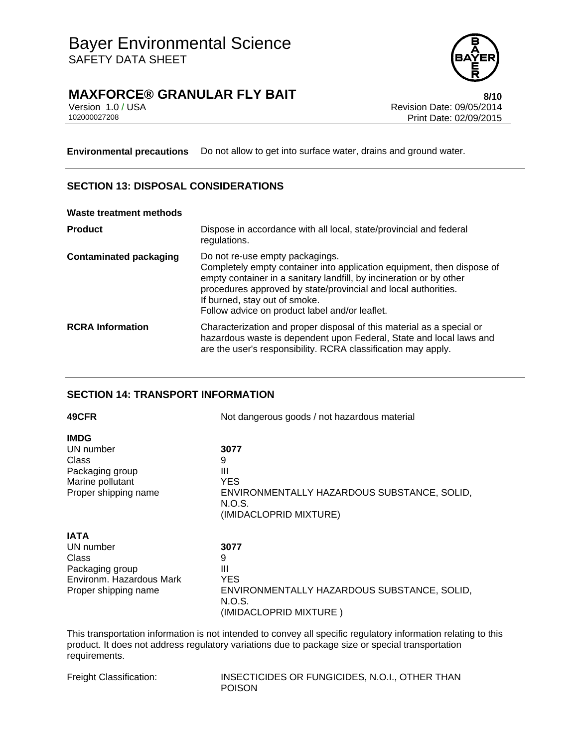| | |
|---|---|
| **Environmental precautions** | Do not allow to get into surface water, drains and ground water. |

## SECTION 13: DISPOSAL CONSIDERATIONS

**Waste treatment methods**

| | |
|---|---|
| **Product** | Dispose in accordance with all local, state/provincial and federal regulations. |
| **Contaminated packaging** | Do not re-use empty packagings.<br>Completely empty container into application equipment, then dispose of empty container in a sanitary landfill, by incineration or by other procedures approved by state/provincial and local authorities.<br>If burned, stay out of smoke.<br>Follow advice on product label and/or leaflet. |
| **RCRA Information** | Characterization and proper disposal of this material as a special or hazardous waste is dependent upon Federal, State and local laws and are the user's responsibility. RCRA classification may apply. |

## SECTION 14: TRANSPORT INFORMATION

| | |
|---|---|
| **49CFR** | Not dangerous goods / not hazardous material |

**IMDG**

| | |
|---|---|
| UN number | **3077** |
| Class | 9 |
| Packaging group | III |
| Marine pollutant | YES |
| Proper shipping name | ENVIRONMENTALLY HAZARDOUS SUBSTANCE, SOLID, N.O.S.<br>(IMIDACLOPRID MIXTURE) |

**IATA**

| | |
|---|---|
| UN number | **3077** |
| Class | 9 |
| Packaging group | III |
| Environm. Hazardous Mark | YES |
| Proper shipping name | ENVIRONMENTALLY HAZARDOUS SUBSTANCE, SOLID, N.O.S.<br>(IMIDACLOPRID MIXTURE ) |

This transportation information is not intended to convey all specific regulatory information relating to this product. It does not address regulatory variations due to package size or special transportation requirements.

| | |
|---|---|
| Freight Classification: | INSECTICIDES OR FUNGICIDES, N.O.I., OTHER THAN POISON |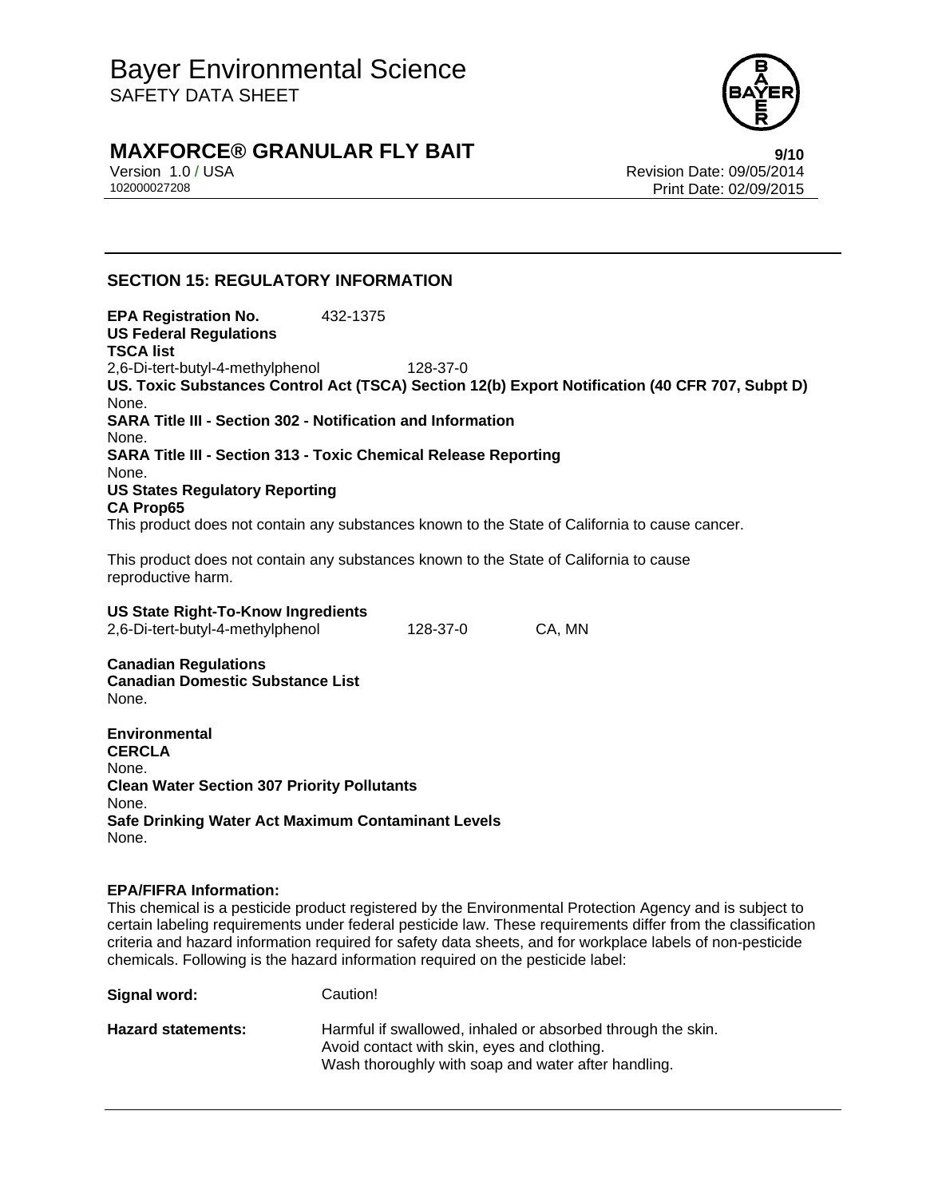## SECTION 15: REGULATORY INFORMATION

**EPA Registration No.** 432-1375

**US Federal Regulations**

**TSCA list**

| | |
|---|---|
| 2,6-Di-tert-butyl-4-methylphenol | 128-37-0 |

**US. Toxic Substances Control Act (TSCA) Section 12(b) Export Notification (40 CFR 707, Subpt D)**

None.

**SARA Title III - Section 302 - Notification and Information**

None.

**SARA Title III - Section 313 - Toxic Chemical Release Reporting**

None.

**US States Regulatory Reporting**

**CA Prop65**

This product does not contain any substances known to the State of California to cause cancer.

This product does not contain any substances known to the State of California to cause reproductive harm.

**US State Right-To-Know Ingredients**

| | | |
|---|---|---|
| 2,6-Di-tert-butyl-4-methylphenol | 128-37-0 | CA, MN |

**Canadian Regulations**

**Canadian Domestic Substance List**

None.

**Environmental**

**CERCLA**

None.

**Clean Water Section 307 Priority Pollutants**

None.

**Safe Drinking Water Act Maximum Contaminant Levels**

None.

**EPA/FIFRA Information:**

This chemical is a pesticide product registered by the Environmental Protection Agency and is subject to certain labeling requirements under federal pesticide law. These requirements differ from the classification criteria and hazard information required for safety data sheets, and for workplace labels of non-pesticide chemicals. Following is the hazard information required on the pesticide label:

**Signal word:** Caution!

**Hazard statements:** Harmful if swallowed, inhaled or absorbed through the skin.
Avoid contact with skin, eyes and clothing.
Wash thoroughly with soap and water after handling.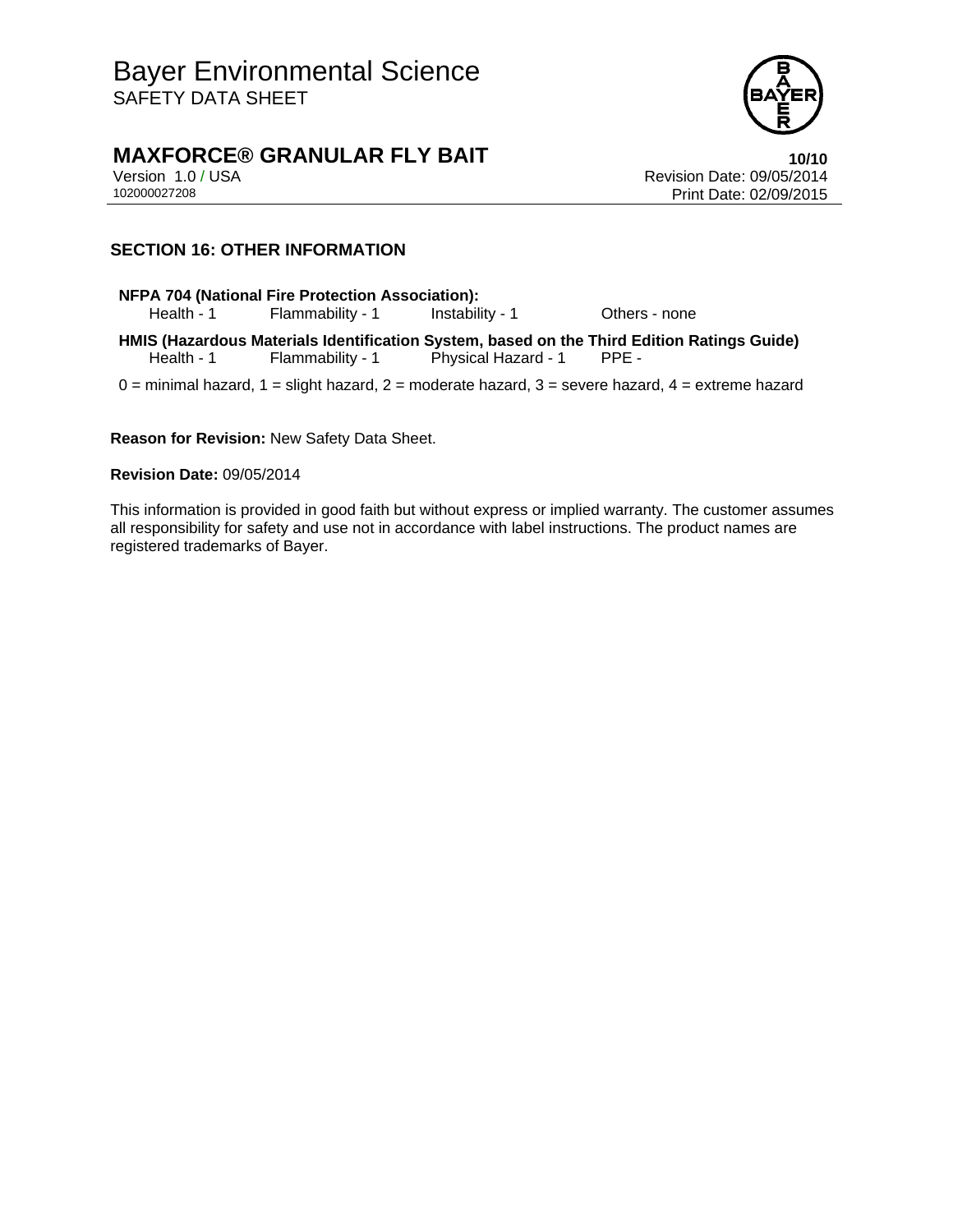## SECTION 16: OTHER INFORMATION

**NFPA 704 (National Fire Protection Association):**

| | | | |
|---|---|---|---|
| Health - 1 | Flammability - 1 | Instability - 1 | Others - none |

**HMIS (Hazardous Materials Identification System, based on the Third Edition Ratings Guide)**

| | | | |
|---|---|---|---|
| Health - 1 | Flammability - 1 | Physical Hazard - 1 | PPE - |

0 = minimal hazard, 1 = slight hazard, 2 = moderate hazard, 3 = severe hazard, 4 = extreme hazard

**Reason for Revision:** New Safety Data Sheet.

**Revision Date:** 09/05/2014

This information is provided in good faith but without express or implied warranty. The customer assumes all responsibility for safety and use not in accordance with label instructions. The product names are registered trademarks of Bayer.